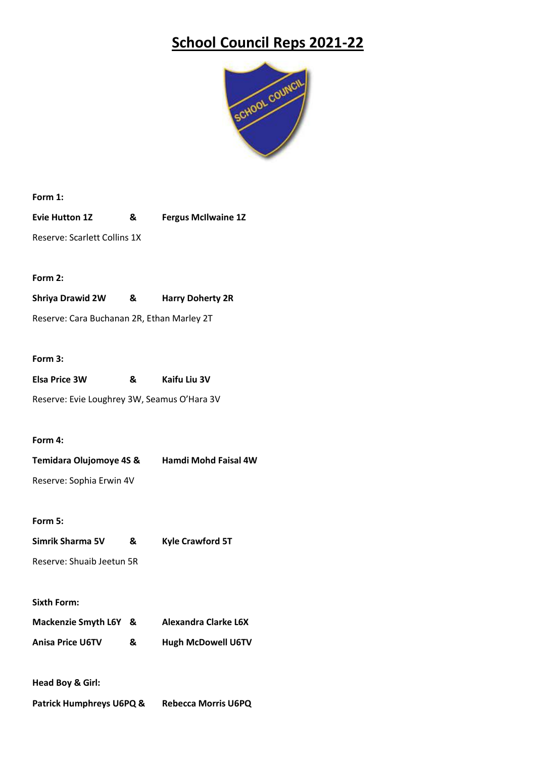# School Council Reps 2021-22

**Form 1:**

**Evie Hutton 1Z** & **Fergus McIlwaine 1Z**

Reserve: Scarlett Collins 1X

**Form 2:**

**Shriya Drawid 2W** & **Harry Doherty 2R**

Reserve: Cara Buchanan 2R, Ethan Marley 2T

**Form 3:**

**Elsa Price 3W** & **Kaifu Liu 3V**

Reserve: Evie Loughrey 3W, Seamus O'Hara 3V

**Form 4:**

**Temidara Olujomoye 4S** & **Hamdi Mohd Faisal 4W**

Reserve: Sophia Erwin 4V

**Form 5:**

**Simrik Sharma 5V** & **Kyle Crawford 5T**

Reserve: Shuaib Jeetun 5R

**Sixth Form:**

**Mackenzie Smyth L6Y** & **Alexandra Clarke L6X**

**Anisa Price U6TV** & **Hugh McDowell U6TV**

**Head Boy & Girl:**

**Patrick Humphreys U6PQ** & **Rebecca Morris U6PQ**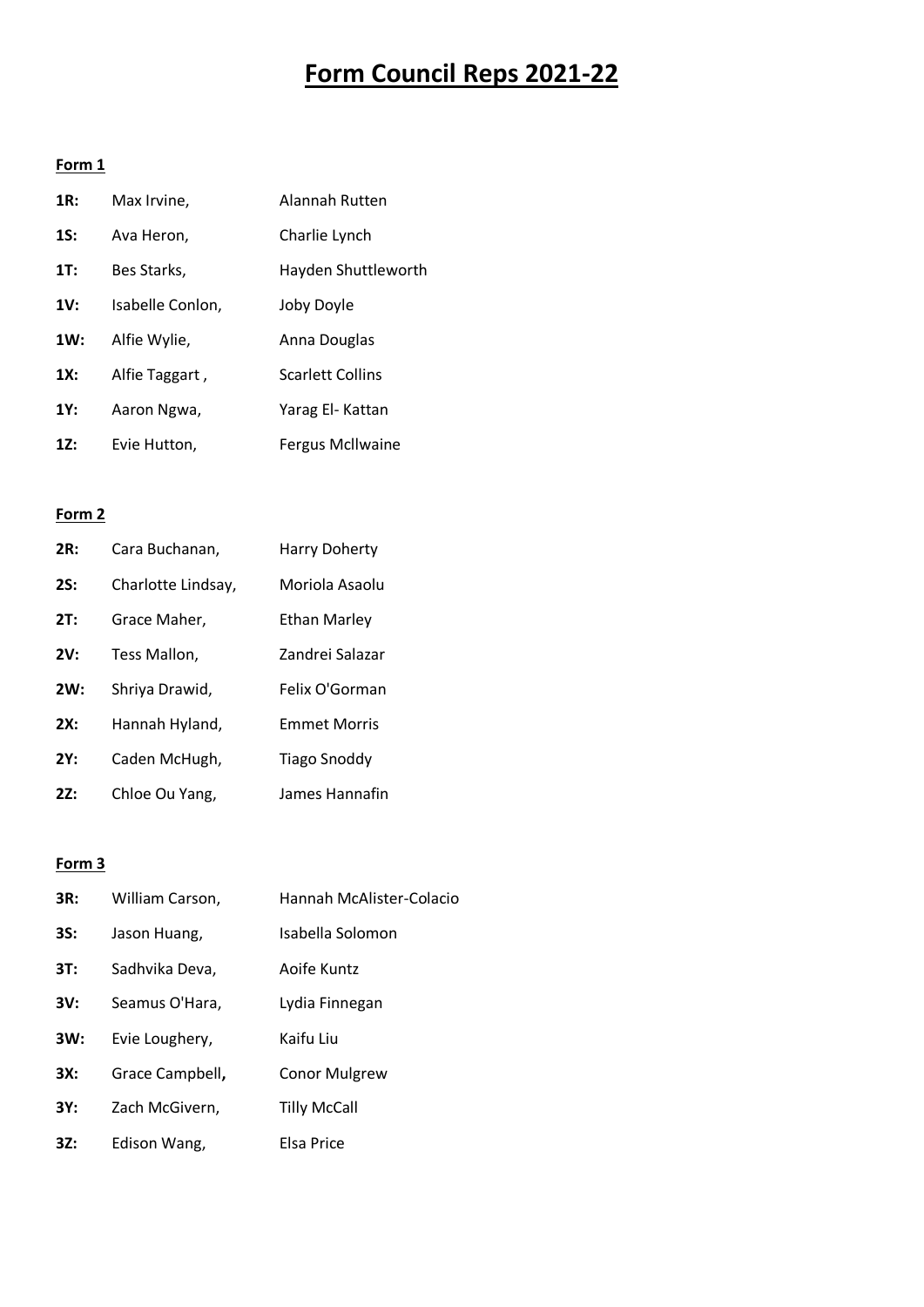# Form Council Reps 2021-22

**Form 1**

| | | |
|---|---|---|
| **1R:** | Max Irvine, | Alannah Rutten |
| **1S:** | Ava Heron, | Charlie Lynch |
| **1T:** | Bes Starks, | Hayden Shuttleworth |
| **1V:** | Isabelle Conlon, | Joby Doyle |
| **1W:** | Alfie Wylie, | Anna Douglas |
| **1X:** | Alfie Taggart , | Scarlett Collins |
| **1Y:** | Aaron Ngwa, | Yarag El- Kattan |
| **1Z:** | Evie Hutton, | Fergus McIlwaine |

**Form 2**

| | | |
|---|---|---|
| **2R:** | Cara Buchanan, | Harry Doherty |
| **2S:** | Charlotte Lindsay, | Moriola Asaolu |
| **2T:** | Grace Maher, | Ethan Marley |
| **2V:** | Tess Mallon, | Zandrei Salazar |
| **2W:** | Shriya Drawid, | Felix O'Gorman |
| **2X:** | Hannah Hyland, | Emmet Morris |
| **2Y:** | Caden McHugh, | Tiago Snoddy |
| **2Z:** | Chloe Ou Yang, | James Hannafin |

**Form 3**

| | | |
|---|---|---|
| **3R:** | William Carson, | Hannah McAlister-Colacio |
| **3S:** | Jason Huang, | Isabella Solomon |
| **3T:** | Sadhvika Deva, | Aoife Kuntz |
| **3V:** | Seamus O'Hara, | Lydia Finnegan |
| **3W:** | Evie Loughery, | Kaifu Liu |
| **3X:** | Grace Campbell**,** | Conor Mulgrew |
| **3Y:** | Zach McGivern, | Tilly McCall |
| **3Z:** | Edison Wang, | Elsa Price |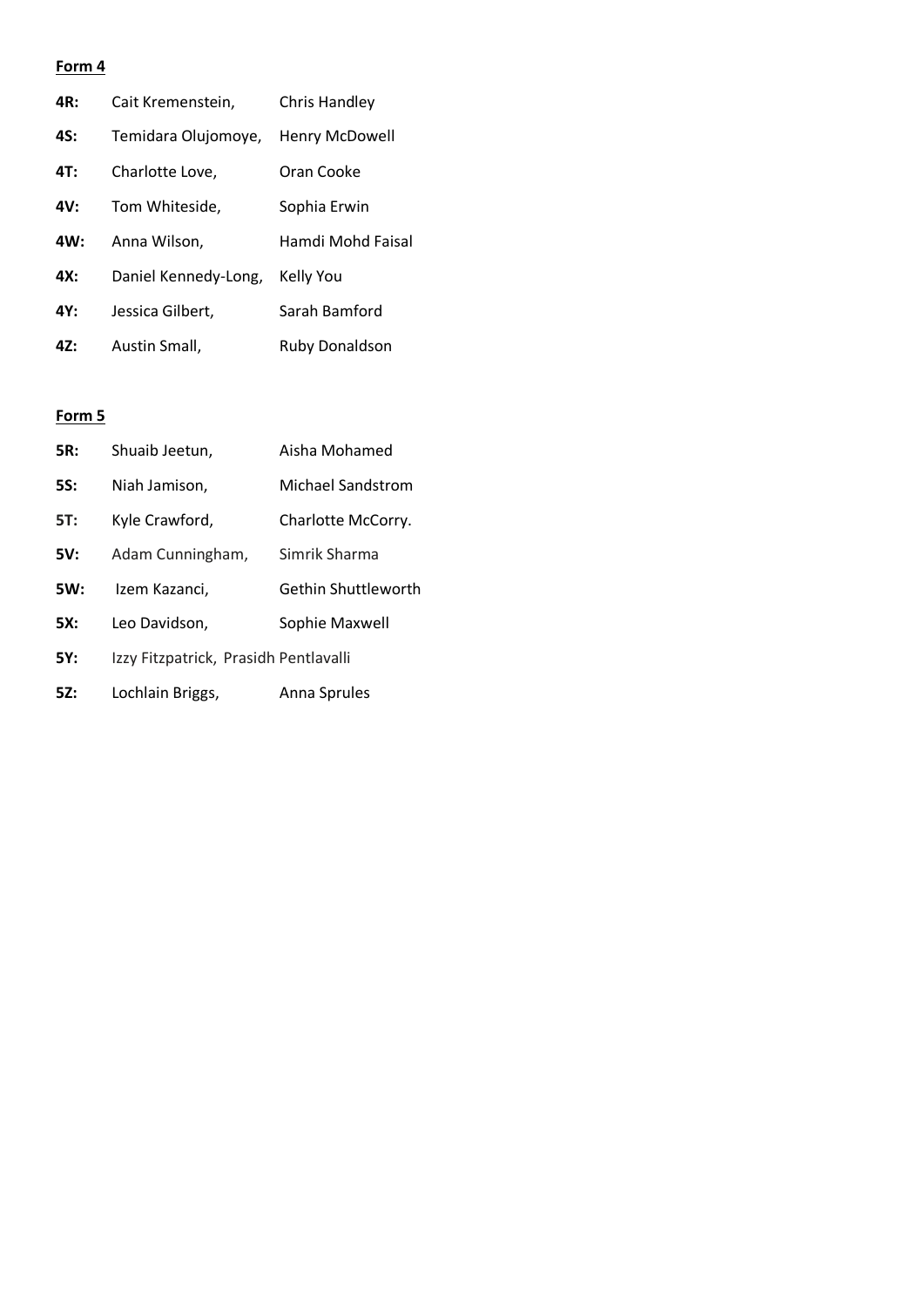**Form 4**

| | | |
|---|---|---|
| **4R:** | Cait Kremenstein, | Chris Handley |
| **4S:** | Temidara Olujomoye, | Henry McDowell |
| **4T:** | Charlotte Love, | Oran Cooke |
| **4V:** | Tom Whiteside, | Sophia Erwin |
| **4W:** | Anna Wilson, | Hamdi Mohd Faisal |
| **4X:** | Daniel Kennedy-Long, | Kelly You |
| **4Y:** | Jessica Gilbert, | Sarah Bamford |
| **4Z:** | Austin Small, | Ruby Donaldson |

**Form 5**

| | | |
|---|---|---|
| **5R:** | Shuaib Jeetun, | Aisha Mohamed |
| **5S:** | Niah Jamison, | Michael Sandstrom |
| **5T:** | Kyle Crawford, | Charlotte McCorry. |
| **5V:** | Adam Cunningham, | Simrik Sharma |
| **5W:** | Izem Kazanci, | Gethin Shuttleworth |
| **5X:** | Leo Davidson, | Sophie Maxwell |
| **5Y:** | Izzy Fitzpatrick, Prasidh Pentlavalli | |
| **5Z:** | Lochlain Briggs, | Anna Sprules |